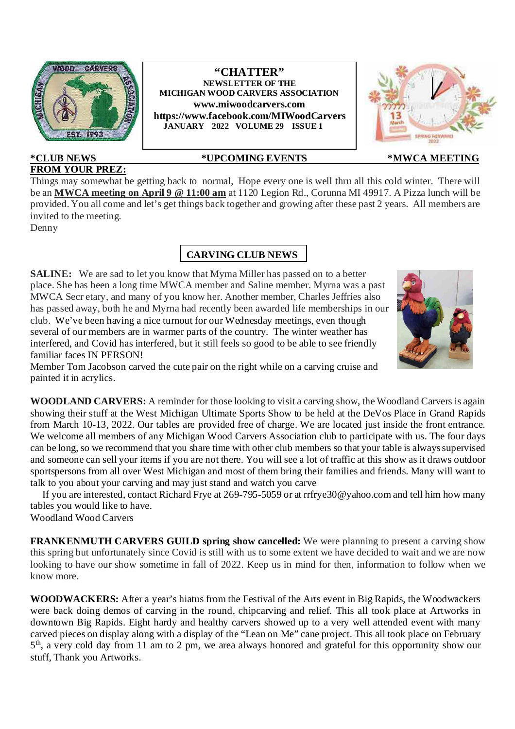# "CHATTER"

**NEWSLETTER OF THE**
**MICHIGAN WOOD CARVERS ASSOCIATION**
**www.miwoodcarvers.com**
**https://www.facebook.com/MIWoodCarvers**
**JANUARY 2022 VOLUME 29 ISSUE 1**

**\*CLUB NEWS** **\*UPCOMING EVENTS** **\*MWCA MEETING**

## FROM YOUR PREZ:

Things may somewhat be getting back to normal, Hope every one is well thru all this cold winter. There will be an **MWCA meeting on April 9 @ 11:00 am** at 1120 Legion Rd., Corunna MI 49917. A Pizza lunch will be provided. You all come and let's get things back together and growing after these past 2 years. All members are invited to the meeting.

Denny

## CARVING CLUB NEWS

**SALINE:** We are sad to let you know that Myrna Miller has passed on to a better place. She has been a long time MWCA member and Saline member. Myrna was a past MWCA Secr etary, and many of you know her. Another member, Charles Jeffries also has passed away, both he and Myrna had recently been awarded life memberships in our club. We've been having a nice turnout for our Wednesday meetings, even though several of our members are in warmer parts of the country. The winter weather has interfered, and Covid has interfered, but it still feels so good to be able to see friendly familiar faces IN PERSON!

Member Tom Jacobson carved the cute pair on the right while on a carving cruise and painted it in acrylics.

**WOODLAND CARVERS:** A reminder for those looking to visit a carving show, the Woodland Carvers is again showing their stuff at the West Michigan Ultimate Sports Show to be held at the DeVos Place in Grand Rapids from March 10-13, 2022. Our tables are provided free of charge. We are located just inside the front entrance. We welcome all members of any Michigan Wood Carvers Association club to participate with us. The four days can be long, so we recommend that you share time with other club members so that your table is always supervised and someone can sell your items if you are not there. You will see a lot of traffic at this show as it draws outdoor sportspersons from all over West Michigan and most of them bring their families and friends. Many will want to talk to you about your carving and may just stand and watch you carve

If you are interested, contact Richard Frye at 269-795-5059 or at rrfrye30@yahoo.com and tell him how many tables you would like to have.

Woodland Wood Carvers

**FRANKENMUTH CARVERS GUILD spring show cancelled:** We were planning to present a carving show this spring but unfortunately since Covid is still with us to some extent we have decided to wait and we are now looking to have our show sometime in fall of 2022. Keep us in mind for then, information to follow when we know more.

**WOODWACKERS:** After a year's hiatus from the Festival of the Arts event in Big Rapids, the Woodwackers were back doing demos of carving in the round, chipcarving and relief. This all took place at Artworks in downtown Big Rapids. Eight hardy and healthy carvers showed up to a very well attended event with many carved pieces on display along with a display of the "Lean on Me" cane project. This all took place on February 5th, a very cold day from 11 am to 2 pm, we area always honored and grateful for this opportunity show our stuff, Thank you Artworks.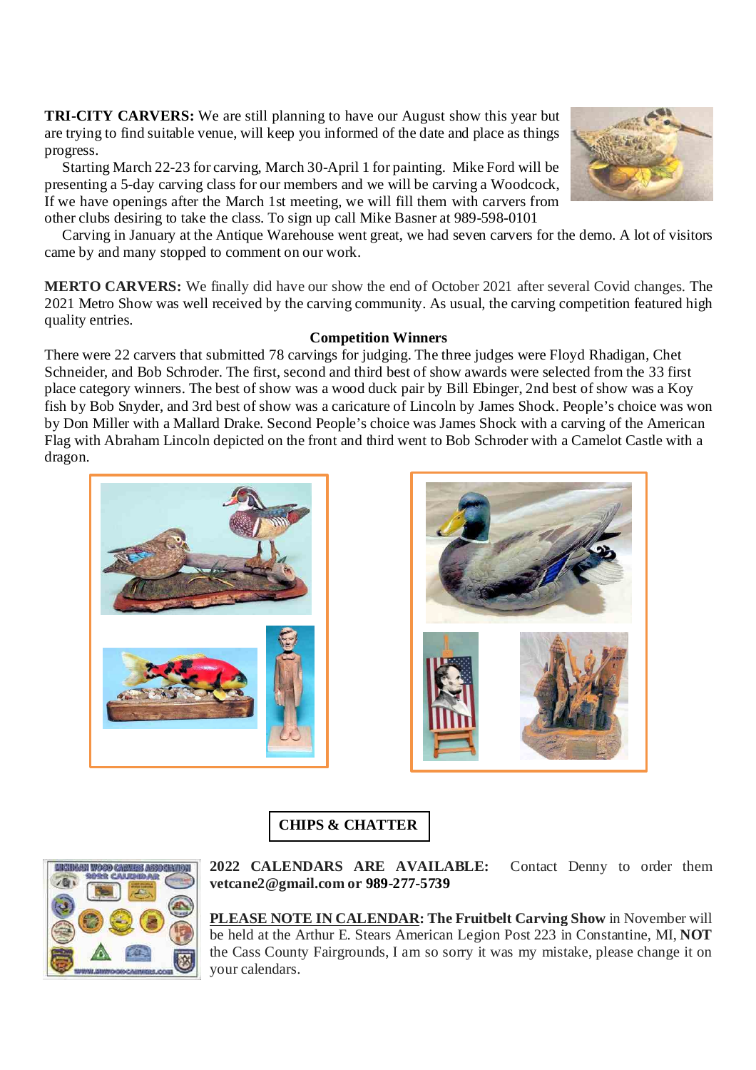**TRI-CITY CARVERS:** We are still planning to have our August show this year but are trying to find suitable venue, will keep you informed of the date and place as things progress.

Starting March 22-23 for carving, March 30-April 1 for painting. Mike Ford will be presenting a 5-day carving class for our members and we will be carving a Woodcock, If we have openings after the March 1st meeting, we will fill them with carvers from other clubs desiring to take the class. To sign up call Mike Basner at 989-598-0101

Carving in January at the Antique Warehouse went great, we had seven carvers for the demo. A lot of visitors came by and many stopped to comment on our work.

**MERTO CARVERS:** We finally did have our show the end of October 2021 after several Covid changes. The 2021 Metro Show was well received by the carving community. As usual, the carving competition featured high quality entries.

**Competition Winners**

There were 22 carvers that submitted 78 carvings for judging. The three judges were Floyd Rhadigan, Chet Schneider, and Bob Schroder. The first, second and third best of show awards were selected from the 33 first place category winners. The best of show was a wood duck pair by Bill Ebinger, 2nd best of show was a Koy fish by Bob Snyder, and 3rd best of show was a caricature of Lincoln by James Shock. People's choice was won by Don Miller with a Mallard Drake. Second People's choice was James Shock with a carving of the American Flag with Abraham Lincoln depicted on the front and third went to Bob Schroder with a Camelot Castle with a dragon.

## CHIPS & CHATTER

**2022 CALENDARS ARE AVAILABLE:** Contact Denny to order them **vetcane2@gmail.com or 989-277-5739**

**<u>PLEASE NOTE IN CALENDAR</u>: The Fruitbelt Carving Show** in November will be held at the Arthur E. Stears American Legion Post 223 in Constantine, MI, **NOT** the Cass County Fairgrounds, I am so sorry it was my mistake, please change it on your calendars.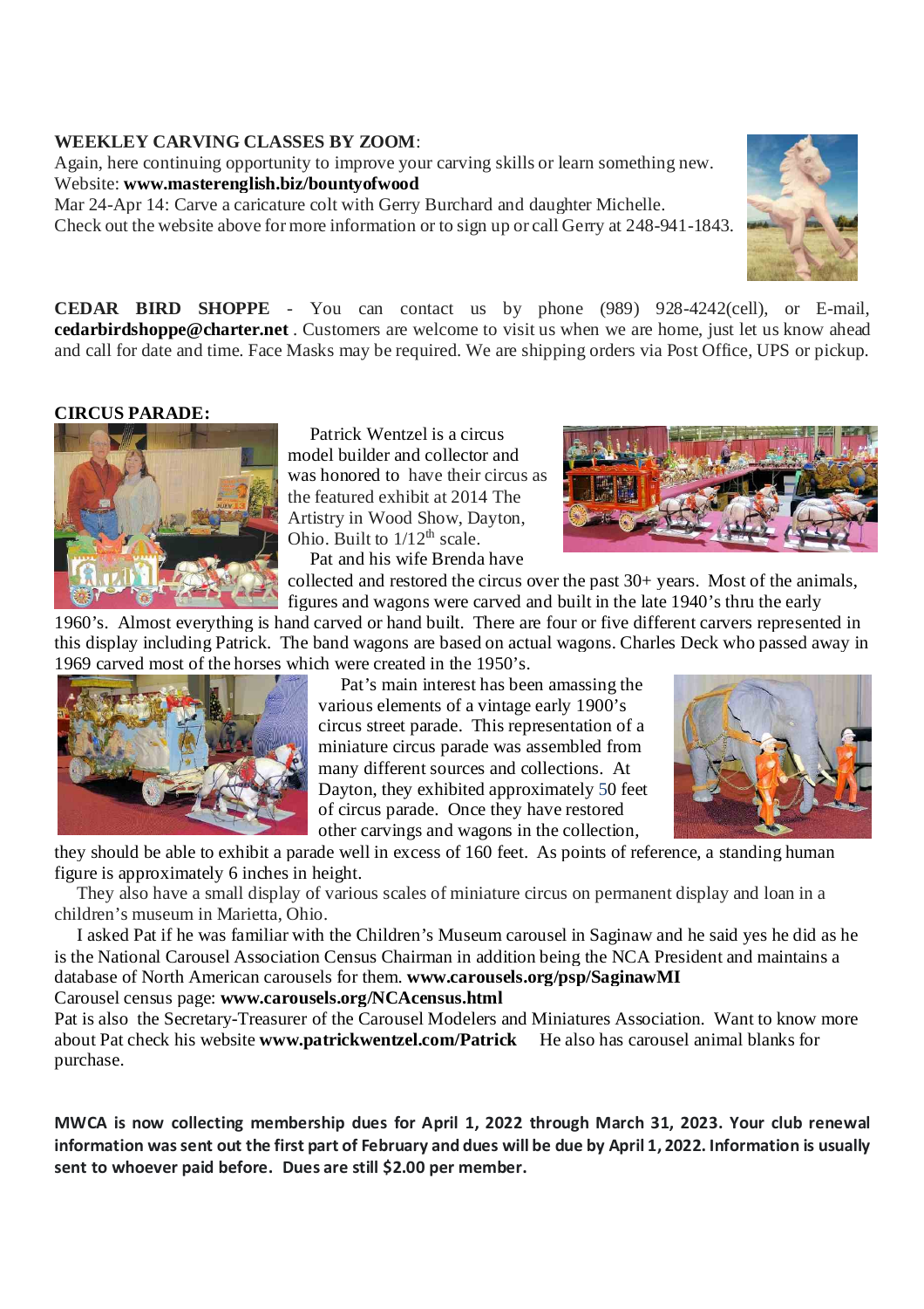**WEEKLEY CARVING CLASSES BY ZOOM**:

Again, here continuing opportunity to improve your carving skills or learn something new.
Website: **www.masterenglish.biz/bountyofwood**
Mar 24-Apr 14: Carve a caricature colt with Gerry Burchard and daughter Michelle.
Check out the website above for more information or to sign up or call Gerry at 248-941-1843.

**CEDAR BIRD SHOPPE** - You can contact us by phone (989) 928-4242(cell), or E-mail, **cedarbirdshoppe@charter.net** . Customers are welcome to visit us when we are home, just let us know ahead and call for date and time. Face Masks may be required. We are shipping orders via Post Office, UPS or pickup.

**CIRCUS PARADE:**

Patrick Wentzel is a circus model builder and collector and was honored to have their circus as the featured exhibit at 2014 The Artistry in Wood Show, Dayton, Ohio. Built to 1/12th scale.

Pat and his wife Brenda have collected and restored the circus over the past 30+ years. Most of the animals, figures and wagons were carved and built in the late 1940's thru the early 1960's. Almost everything is hand carved or hand built. There are four or five different carvers represented in this display including Patrick. The band wagons are based on actual wagons. Charles Deck who passed away in 1969 carved most of the horses which were created in the 1950's.

Pat's main interest has been amassing the various elements of a vintage early 1900's circus street parade. This representation of a miniature circus parade was assembled from many different sources and collections. At Dayton, they exhibited approximately 50 feet of circus parade. Once they have restored other carvings and wagons in the collection, they should be able to exhibit a parade well in excess of 160 feet. As points of reference, a standing human figure is approximately 6 inches in height.

They also have a small display of various scales of miniature circus on permanent display and loan in a children's museum in Marietta, Ohio.

I asked Pat if he was familiar with the Children's Museum carousel in Saginaw and he said yes he did as he is the National Carousel Association Census Chairman in addition being the NCA President and maintains a database of North American carousels for them. **www.carousels.org/psp/SaginawMI**
Carousel census page: **www.carousels.org/NCAcensus.html**
Pat is also the Secretary-Treasurer of the Carousel Modelers and Miniatures Association. Want to know more about Pat check his website **www.patrickwentzel.com/Patrick** He also has carousel animal blanks for purchase.

**MWCA is now collecting membership dues for April 1, 2022 through March 31, 2023. Your club renewal information was sent out the first part of February and dues will be due by April 1, 2022. Information is usually sent to whoever paid before. Dues are still $2.00 per member.**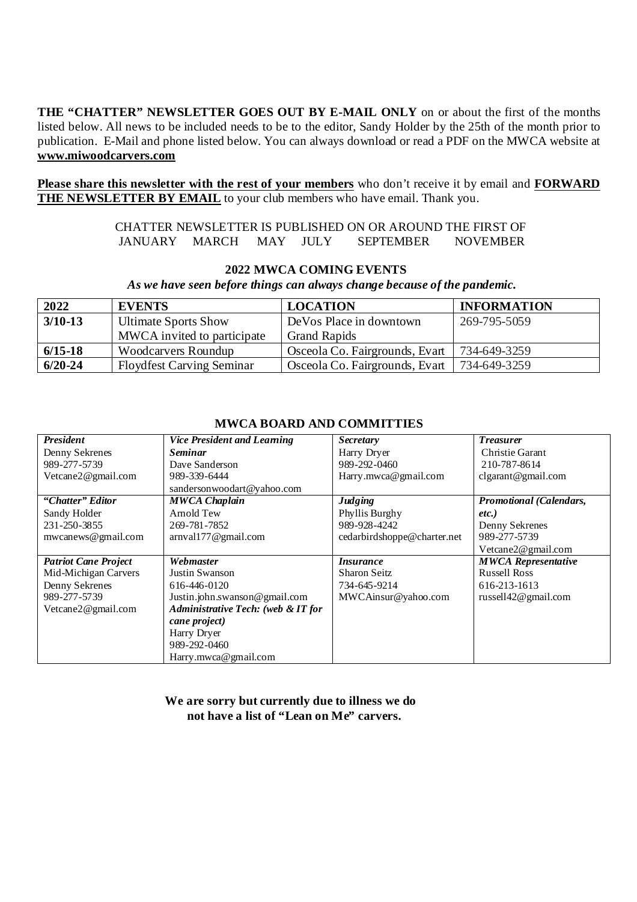**THE "CHATTER" NEWSLETTER GOES OUT BY E-MAIL ONLY** on or about the first of the months listed below. All news to be included needs to be to the editor, Sandy Holder by the 25th of the month prior to publication. E-Mail and phone listed below. You can always download or read a PDF on the MWCA website at **www.miwoodcarvers.com**

**Please share this newsletter with the rest of your members** who don't receive it by email and **FORWARD THE NEWSLETTER BY EMAIL** to your club members who have email. Thank you.

CHATTER NEWSLETTER IS PUBLISHED ON OR AROUND THE FIRST OF
JANUARY MARCH MAY JULY SEPTEMBER NOVEMBER

**2022 MWCA COMING EVENTS**

***As we have seen before things can always change because of the pandemic.***

| 2022 | EVENTS | LOCATION | INFORMATION |
|---|---|---|---|
| **3/10-13** | Ultimate Sports Show MWCA invited to participate | DeVos Place in downtown Grand Rapids | 269-795-5059 |
| **6/15-18** | Woodcarvers Roundup | Osceola Co. Fairgrounds, Evart | 734-649-3259 |
| **6/20-24** | Floydfest Carving Seminar | Osceola Co. Fairgrounds, Evart | 734-649-3259 |

**MWCA BOARD AND COMMITTIES**

| | | | |
|---|---|---|---|
| ***President*** Denny Sekrenes 989-277-5739 Vetcane2@gmail.com | ***Vice President and Learning Seminar*** Dave Sanderson 989-339-6444 sandersonwoodart@yahoo.com | ***Secretary*** Harry Dryer 989-292-0460 Harry.mwca@gmail.com | ***Treasurer*** Christie Garant 210-787-8614 clgarant@gmail.com |
| ***"Chatter" Editor*** Sandy Holder 231-250-3855 mwcanews@gmail.com | ***MWCA Chaplain*** Arnold Tew 269-781-7852 arnval177@gmail.com | ***Judging*** Phyllis Burghy 989-928-4242 cedarbirdshoppe@charter.net | ***Promotional (Calendars, etc.)*** Denny Sekrenes 989-277-5739 Vetcane2@gmail.com |
| ***Patriot Cane Project*** Mid-Michigan Carvers Denny Sekrenes 989-277-5739 Vetcane2@gmail.com | ***Webmaster*** Justin Swanson 616-446-0120 Justin.john.swanson@gmail.com ***Administrative Tech: (web & IT for cane project)*** Harry Dryer 989-292-0460 Harry.mwca@gmail.com | ***Insurance*** Sharon Seitz 734-645-9214 MWCAinsur@yahoo.com | ***MWCA Representative*** Russell Ross 616-213-1613 russell42@gmail.com |

**We are sorry but currently due to illness we do not have a list of "Lean on Me" carvers.**